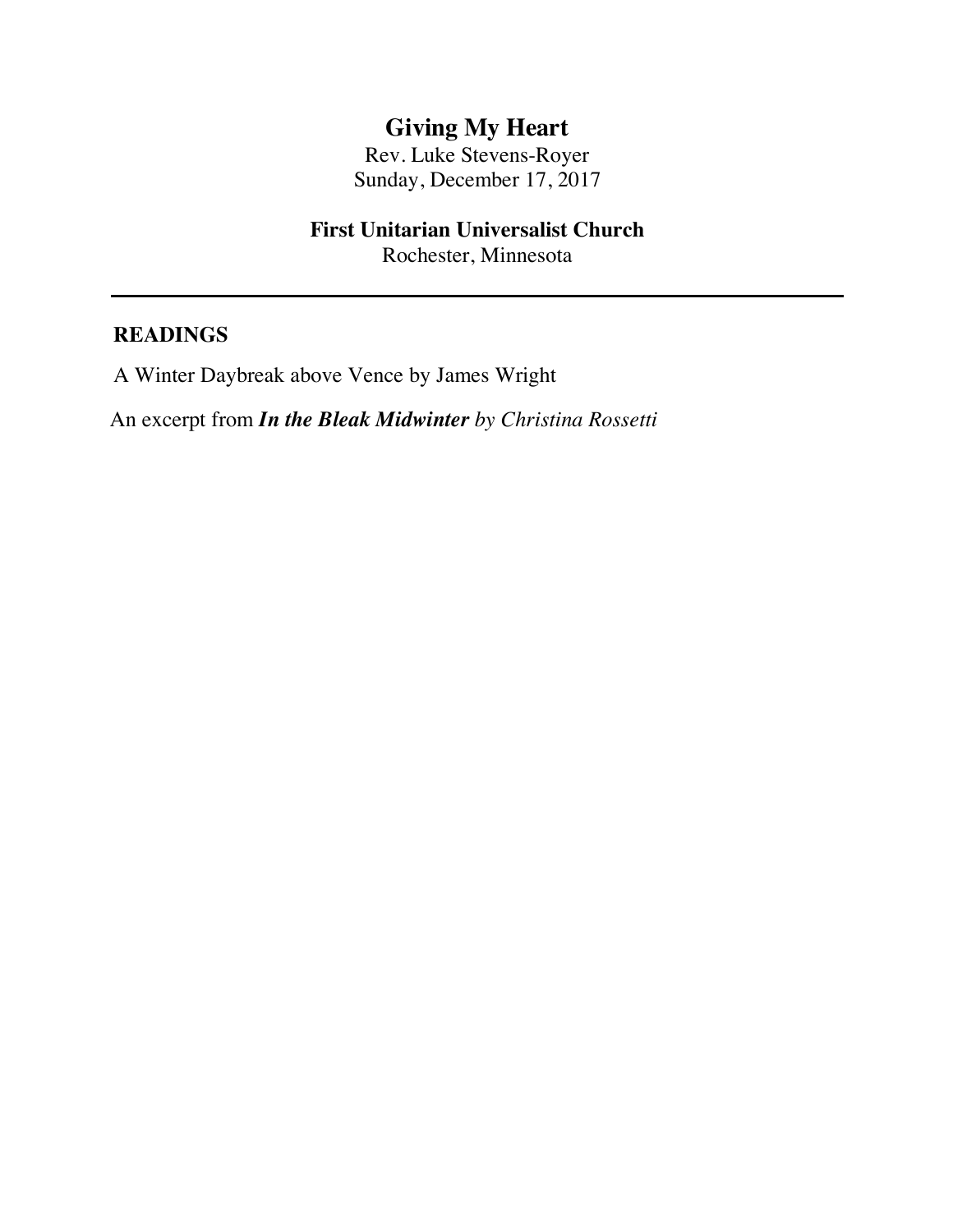# Giving My Heart

Rev. Luke Stevens-Royer
Sunday, December 17, 2017

**First Unitarian Universalist Church**
Rochester, Minnesota

---

## READINGS

A Winter Daybreak above Vence by James Wright

An excerpt from ***In the Bleak Midwinter*** *by Christina Rossetti*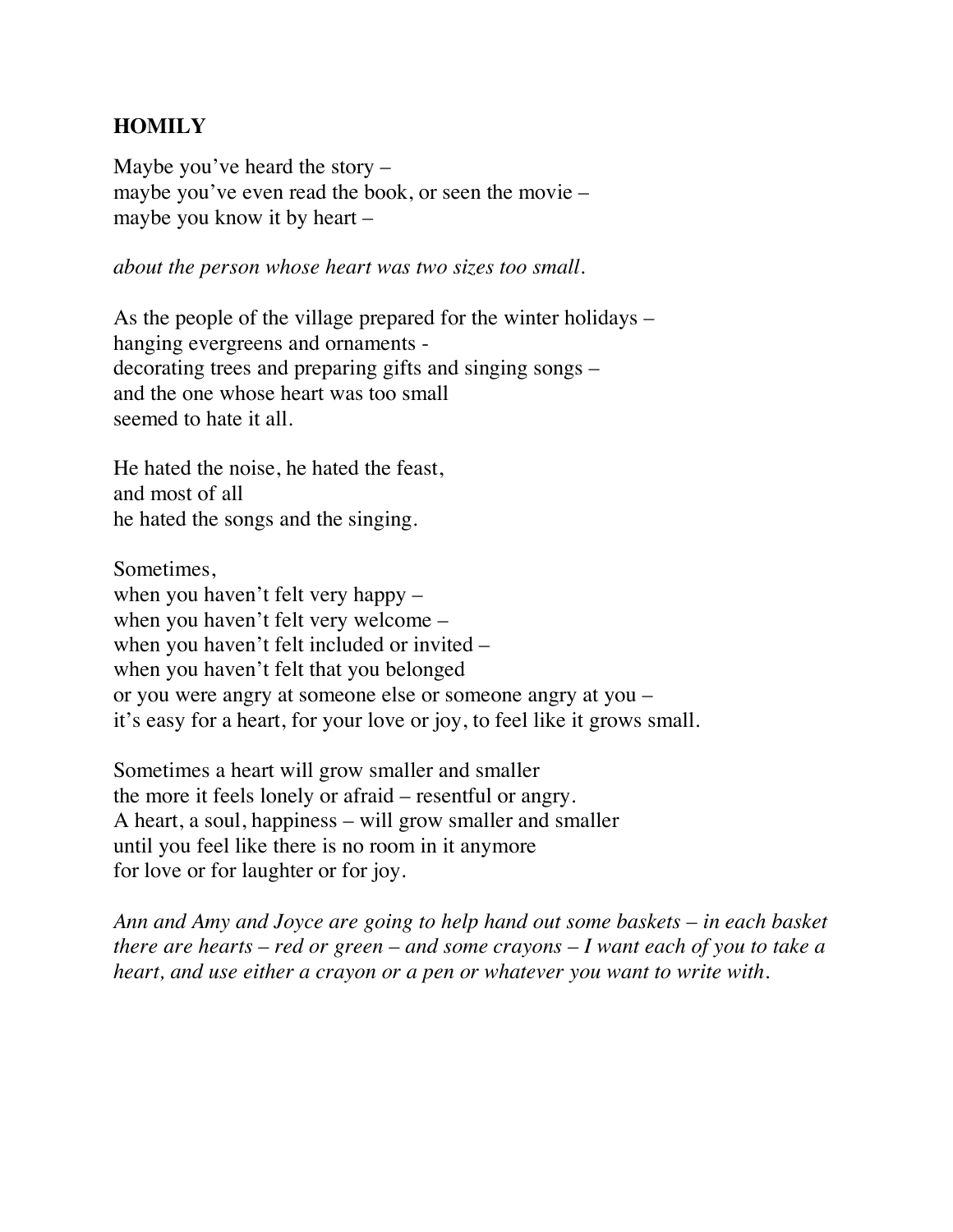**HOMILY**

Maybe you've heard the story –
maybe you've even read the book, or seen the movie –
maybe you know it by heart –

*about the person whose heart was two sizes too small.*

As the people of the village prepared for the winter holidays –
hanging evergreens and ornaments -
decorating trees and preparing gifts and singing songs –
and the one whose heart was too small
seemed to hate it all.

He hated the noise, he hated the feast,
and most of all
he hated the songs and the singing.

Sometimes,
when you haven't felt very happy –
when you haven't felt very welcome –
when you haven't felt included or invited –
when you haven't felt that you belonged
or you were angry at someone else or someone angry at you –
it's easy for a heart, for your love or joy, to feel like it grows small.

Sometimes a heart will grow smaller and smaller
the more it feels lonely or afraid – resentful or angry.
A heart, a soul, happiness – will grow smaller and smaller
until you feel like there is no room in it anymore
for love or for laughter or for joy.

*Ann and Amy and Joyce are going to help hand out some baskets – in each basket there are hearts – red or green – and some crayons – I want each of you to take a heart, and use either a crayon or a pen or whatever you want to write with.*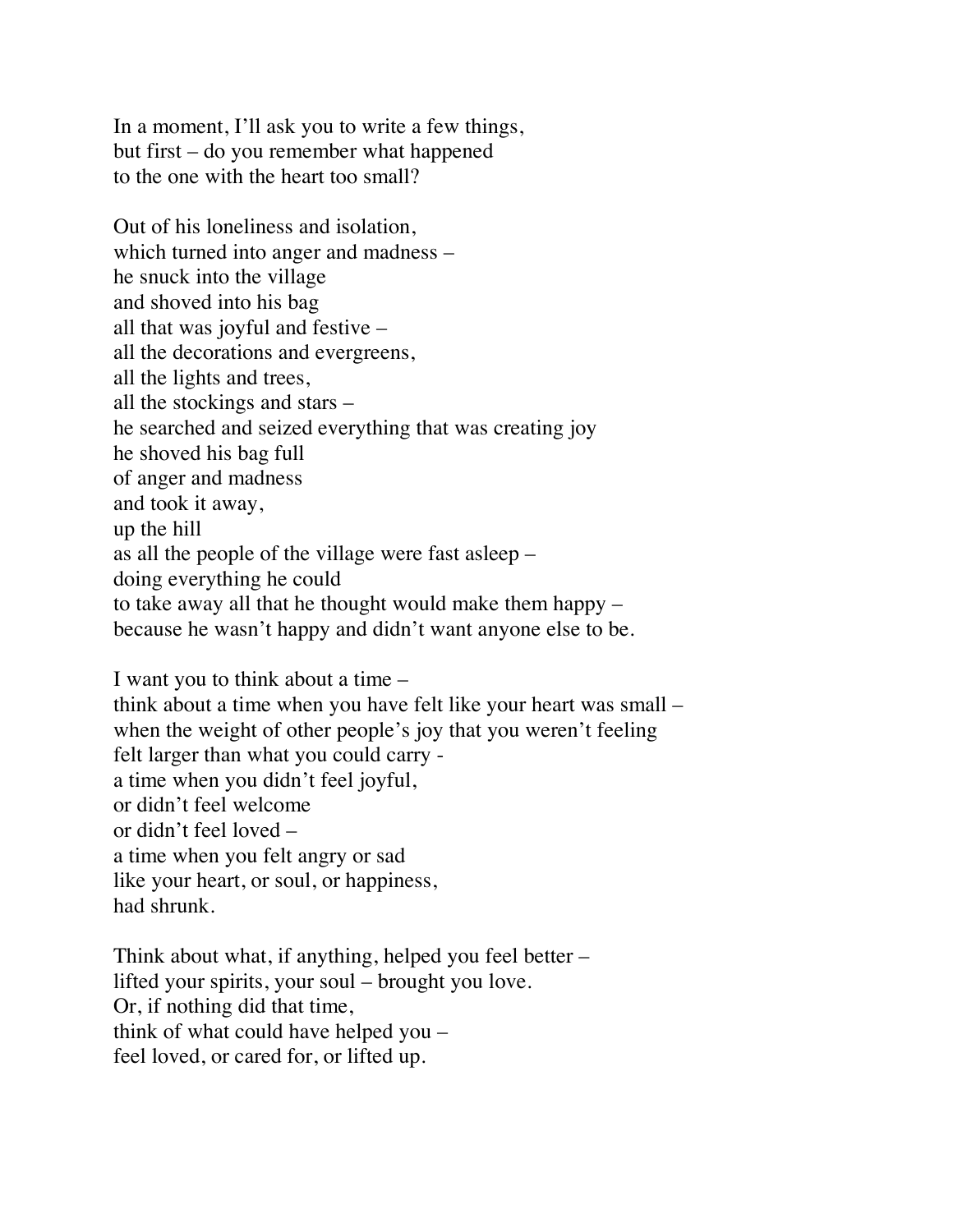In a moment, I'll ask you to write a few things,
but first – do you remember what happened
to the one with the heart too small?

Out of his loneliness and isolation,
which turned into anger and madness –
he snuck into the village
and shoved into his bag
all that was joyful and festive –
all the decorations and evergreens,
all the lights and trees,
all the stockings and stars –
he searched and seized everything that was creating joy
he shoved his bag full
of anger and madness
and took it away,
up the hill
as all the people of the village were fast asleep –
doing everything he could
to take away all that he thought would make them happy –
because he wasn't happy and didn't want anyone else to be.

I want you to think about a time –
think about a time when you have felt like your heart was small –
when the weight of other people's joy that you weren't feeling
felt larger than what you could carry -
a time when you didn't feel joyful,
or didn't feel welcome
or didn't feel loved –
a time when you felt angry or sad
like your heart, or soul, or happiness,
had shrunk.

Think about what, if anything, helped you feel better –
lifted your spirits, your soul – brought you love.
Or, if nothing did that time,
think of what could have helped you –
feel loved, or cared for, or lifted up.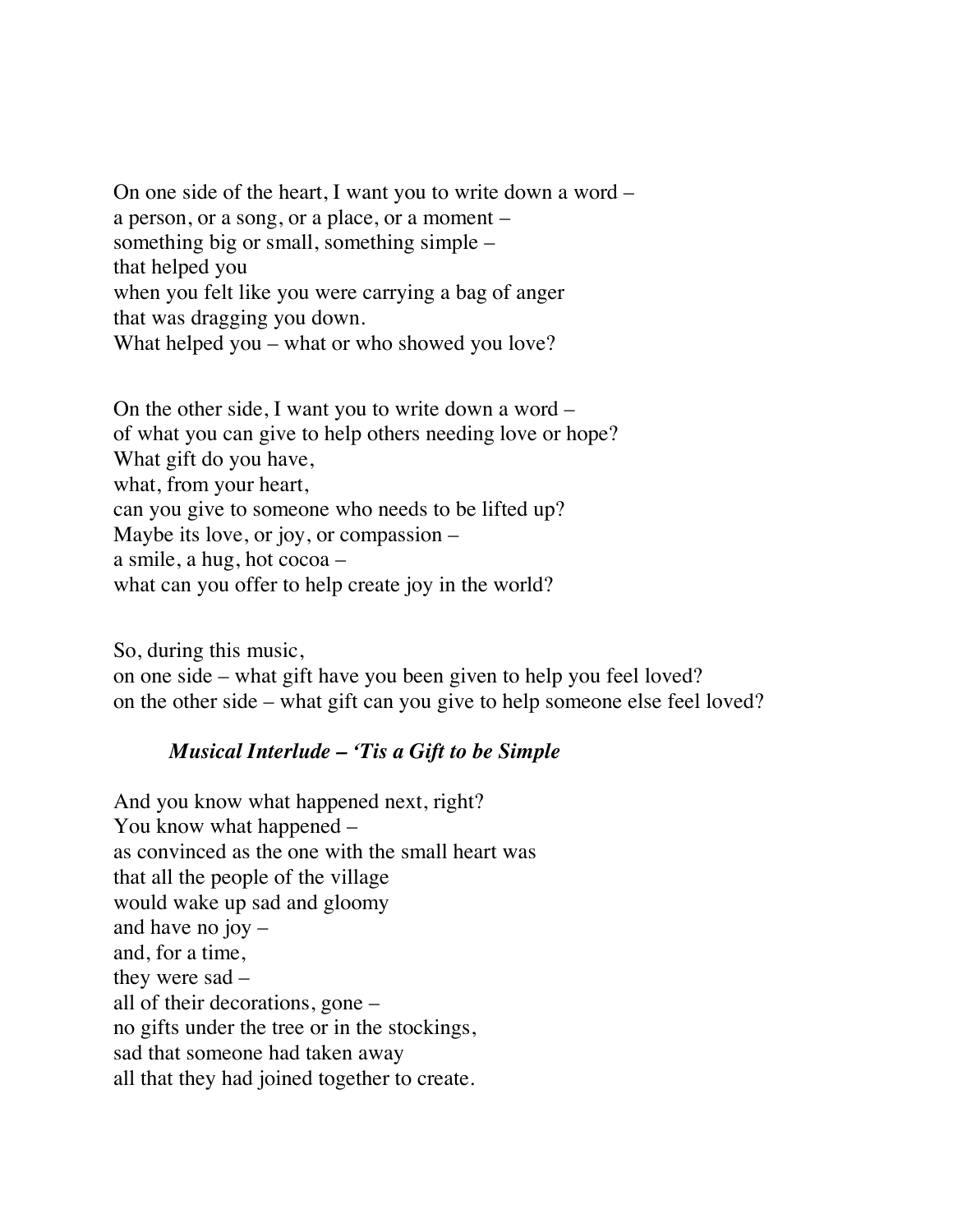On one side of the heart, I want you to write down a word –  
a person, or a song, or a place, or a moment –  
something big or small, something simple –  
that helped you  
when you felt like you were carrying a bag of anger  
that was dragging you down.  
What helped you – what or who showed you love?

On the other side, I want you to write down a word –  
of what you can give to help others needing love or hope?  
What gift do you have,  
what, from your heart,  
can you give to someone who needs to be lifted up?  
Maybe its love, or joy, or compassion –  
a smile, a hug, hot cocoa –  
what can you offer to help create joy in the world?

So, during this music,  
on one side – what gift have you been given to help you feel loved?  
on the other side – what gift can you give to help someone else feel loved?

***Musical Interlude – 'Tis a Gift to be Simple***

And you know what happened next, right?  
You know what happened –  
as convinced as the one with the small heart was  
that all the people of the village  
would wake up sad and gloomy  
and have no joy –  
and, for a time,  
they were sad –  
all of their decorations, gone –  
no gifts under the tree or in the stockings,  
sad that someone had taken away  
all that they had joined together to create.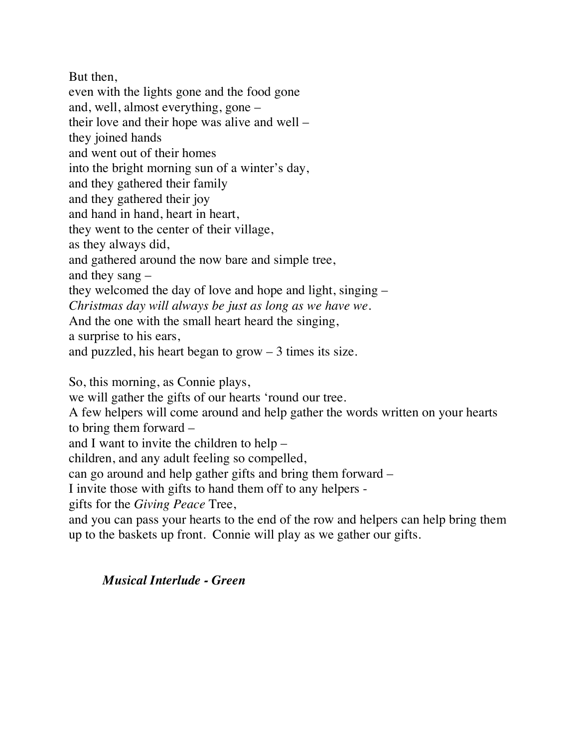But then,  
even with the lights gone and the food gone  
and, well, almost everything, gone –  
their love and their hope was alive and well –  
they joined hands  
and went out of their homes  
into the bright morning sun of a winter's day,  
and they gathered their family  
and they gathered their joy  
and hand in hand, heart in heart,  
they went to the center of their village,  
as they always did,  
and gathered around the now bare and simple tree,  
and they sang –  
they welcomed the day of love and hope and light, singing –  
*Christmas day will always be just as long as we have we.*  
And the one with the small heart heard the singing,  
a surprise to his ears,  
and puzzled, his heart began to grow – 3 times its size.

So, this morning, as Connie plays,  
we will gather the gifts of our hearts 'round our tree.  
A few helpers will come around and help gather the words written on your hearts to bring them forward –  
and I want to invite the children to help –  
children, and any adult feeling so compelled,  
can go around and help gather gifts and bring them forward –  
I invite those with gifts to hand them off to any helpers -  
gifts for the *Giving Peace* Tree,  
and you can pass your hearts to the end of the row and helpers can help bring them up to the baskets up front. Connie will play as we gather our gifts.

***Musical Interlude - Green***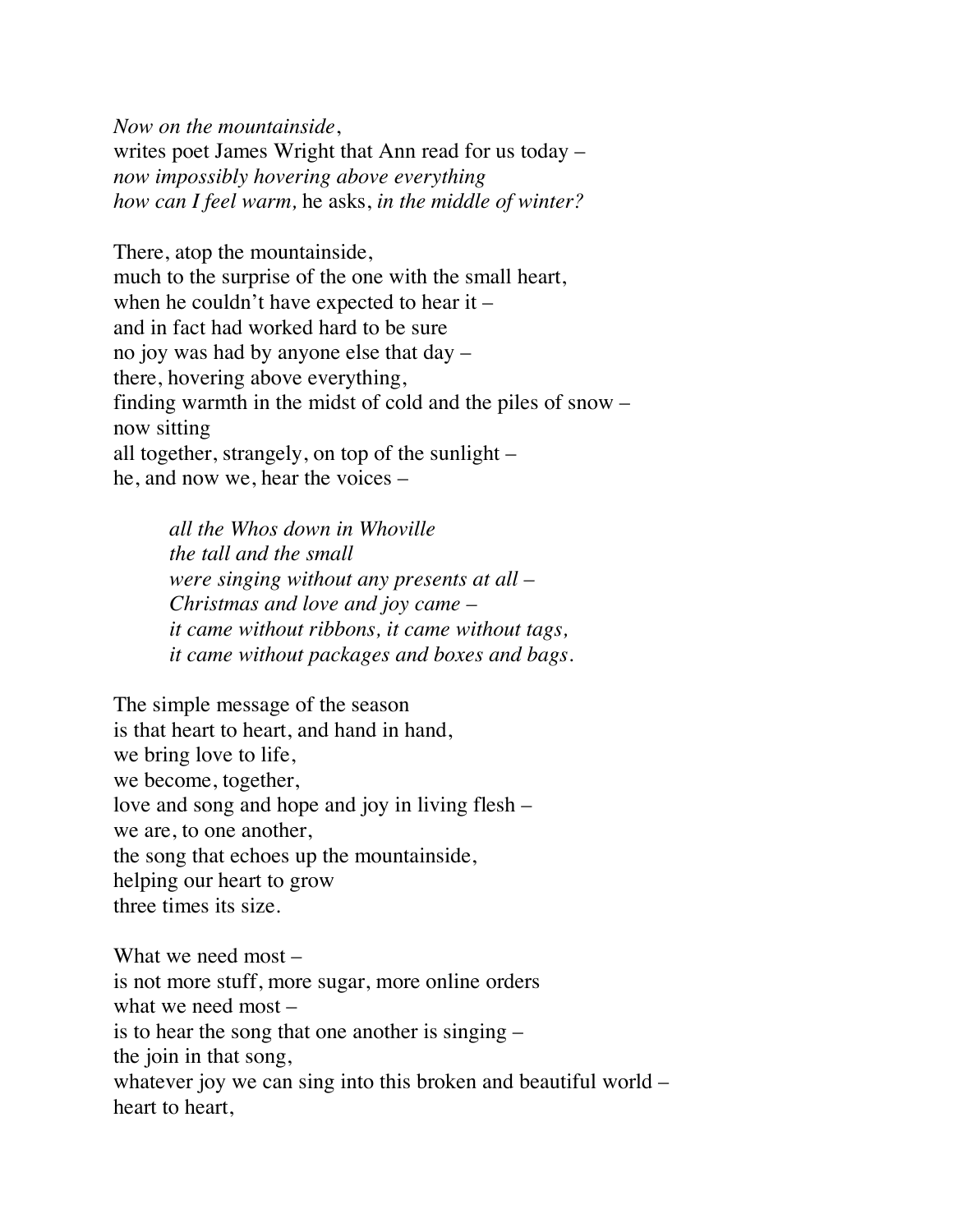*Now on the mountainside*,  
writes poet James Wright that Ann read for us today –  
*now impossibly hovering above everything*  
*how can I feel warm,* he asks, *in the middle of winter?*

There, atop the mountainside,  
much to the surprise of the one with the small heart,  
when he couldn't have expected to hear it –  
and in fact had worked hard to be sure  
no joy was had by anyone else that day –  
there, hovering above everything,  
finding warmth in the midst of cold and the piles of snow –  
now sitting  
all together, strangely, on top of the sunlight –  
he, and now we, hear the voices –

> *all the Whos down in Whoville*  
> *the tall and the small*  
> *were singing without any presents at all –*  
> *Christmas and love and joy came –*  
> *it came without ribbons, it came without tags,*  
> *it came without packages and boxes and bags.*

The simple message of the season  
is that heart to heart, and hand in hand,  
we bring love to life,  
we become, together,  
love and song and hope and joy in living flesh –  
we are, to one another,  
the song that echoes up the mountainside,  
helping our heart to grow  
three times its size.

What we need most –  
is not more stuff, more sugar, more online orders  
what we need most –  
is to hear the song that one another is singing –  
the join in that song,  
whatever joy we can sing into this broken and beautiful world –  
heart to heart,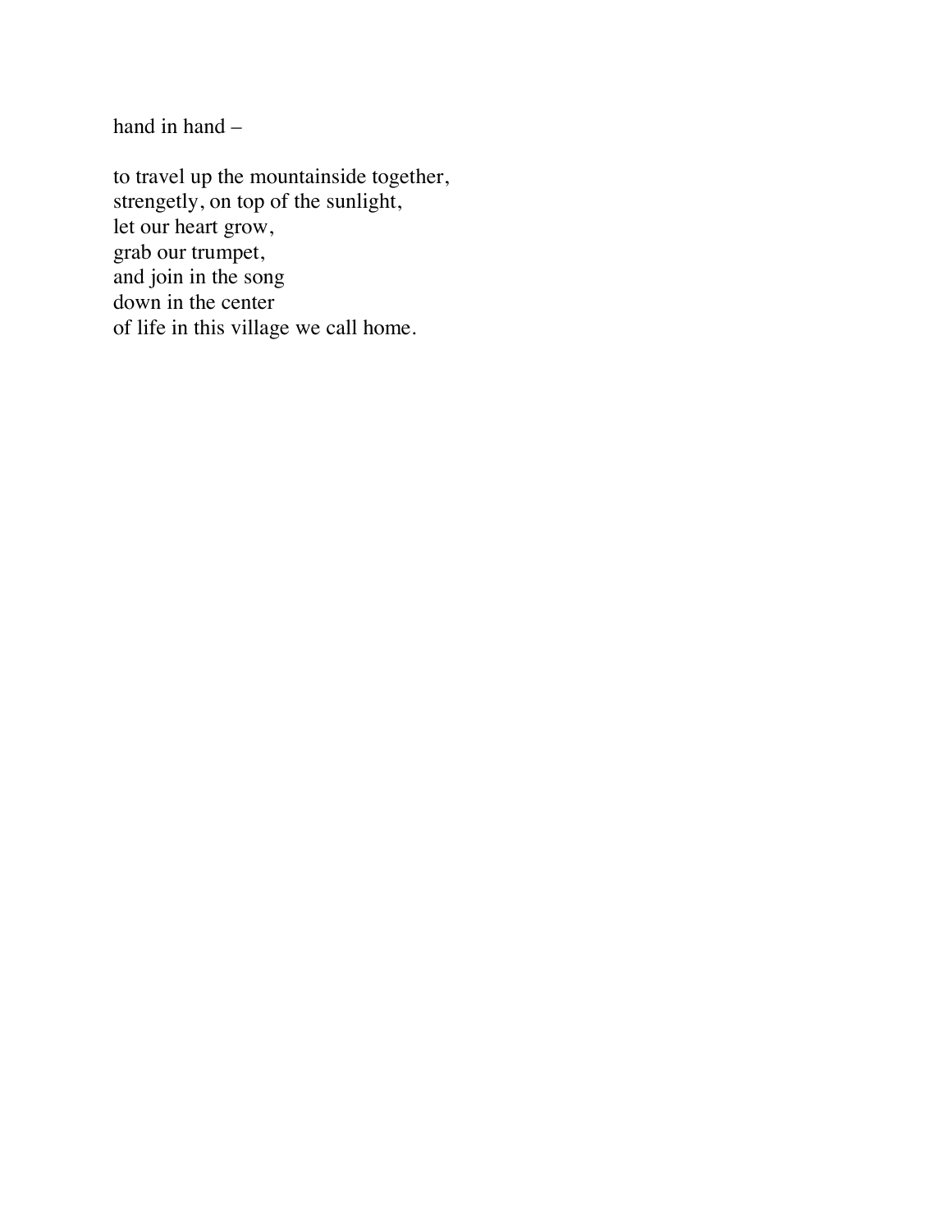hand in hand –

to travel up the mountainside together,
strengetly, on top of the sunlight,
let our heart grow,
grab our trumpet,
and join in the song
down in the center
of life in this village we call home.